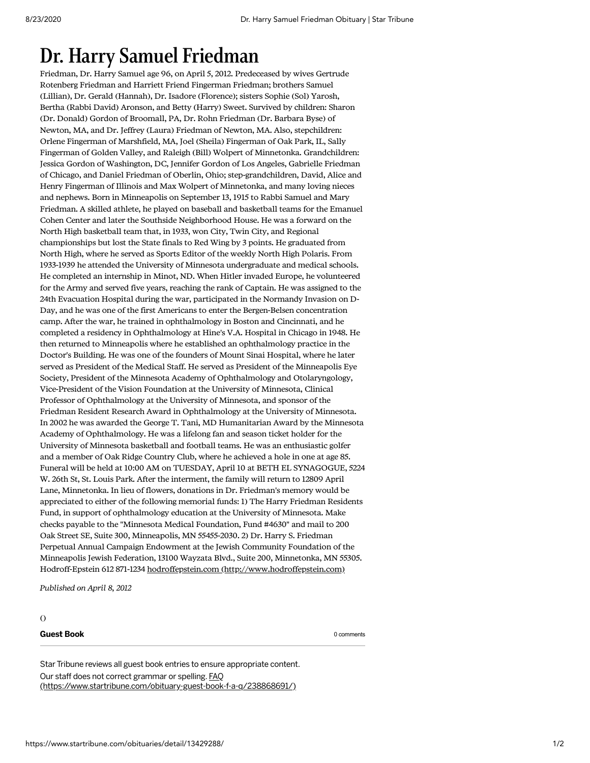# Dr. Harry Samuel Friedman

Friedman, Dr. Harry Samuel age 96, on April 5, 2012. Predeceased by wives Gertrude Rotenberg Friedman and Harriett Friend Fingerman Friedman; brothers Samuel (Lillian), Dr. Gerald (Hannah), Dr. Isadore (Florence); sisters Sophie (Sol) Yarosh, Bertha (Rabbi David) Aronson, and Betty (Harry) Sweet. Survived by children: Sharon (Dr. Donald) Gordon of Broomall, PA, Dr. Rohn Friedman (Dr. Barbara Byse) of Newton, MA, and Dr. Jeffrey (Laura) Friedman of Newton, MA. Also, stepchildren: Orlene Fingerman of Marshfield, MA, Joel (Sheila) Fingerman of Oak Park, IL, Sally Fingerman of Golden Valley, and Raleigh (Bill) Wolpert of Minnetonka. Grandchildren: Jessica Gordon of Washington, DC, Jennifer Gordon of Los Angeles, Gabrielle Friedman of Chicago, and Daniel Friedman of Oberlin, Ohio; step-grandchildren, David, Alice and Henry Fingerman of Illinois and Max Wolpert of Minnetonka, and many loving nieces and nephews. Born in Minneapolis on September 13, 1915 to Rabbi Samuel and Mary Friedman. A skilled athlete, he played on baseball and basketball teams for the Emanuel Cohen Center and later the Southside Neighborhood House. He was a forward on the North High basketball team that, in 1933, won City, Twin City, and Regional championships but lost the State finals to Red Wing by 3 points. He graduated from North High, where he served as Sports Editor of the weekly North High Polaris. From 1933-1939 he attended the University of Minnesota undergraduate and medical schools. He completed an internship in Minot, ND. When Hitler invaded Europe, he volunteered for the Army and served five years, reaching the rank of Captain. He was assigned to the 24th Evacuation Hospital during the war, participated in the Normandy Invasion on D-Day, and he was one of the first Americans to enter the Bergen-Belsen concentration camp. After the war, he trained in ophthalmology in Boston and Cincinnati, and he completed a residency in Ophthalmology at Hine's V.A. Hospital in Chicago in 1948. He then returned to Minneapolis where he established an ophthalmology practice in the Doctor's Building. He was one of the founders of Mount Sinai Hospital, where he later served as President of the Medical Staff. He served as President of the Minneapolis Eye Society, President of the Minnesota Academy of Ophthalmology and Otolaryngology, Vice-President of the Vision Foundation at the University of Minnesota, Clinical Professor of Ophthalmology at the University of Minnesota, and sponsor of the Friedman Resident Research Award in Ophthalmology at the University of Minnesota. In 2002 he was awarded the George T. Tani, MD Humanitarian Award by the Minnesota Academy of Ophthalmology. He was a lifelong fan and season ticket holder for the University of Minnesota basketball and football teams. He was an enthusiastic golfer and a member of Oak Ridge Country Club, where he achieved a hole in one at age 85. Funeral will be held at 10:00 AM on TUESDAY, April 10 at BETH EL SYNAGOGUE, 5224 W. 26th St, St. Louis Park. After the interment, the family will return to 12809 April Lane, Minnetonka. In lieu of flowers, donations in Dr. Friedman's memory would be appreciated to either of the following memorial funds: 1) The Harry Friedman Residents Fund, in support of ophthalmology education at the University of Minnesota. Make checks payable to the "Minnesota Medical Foundation, Fund #4630" and mail to 200 Oak Street SE, Suite 300, Minneapolis, MN 55455-2030. 2) Dr. Harry S. Friedman Perpetual Annual Campaign Endowment at the Jewish Community Foundation of the Minneapolis Jewish Federation, 13100 Wayzata Blvd., Suite 200, Minnetonka, MN 55305. Hodroff-Epstein 612 871-1234 hodroffepstein.com (http://www.hodroffepstein.com)

*Published on April 8, 2012*

()

**Guest Book** 0 comments

Star Tribune reviews all guest book entries to ensure appropriate content. Our staff does not correct grammar or spelling. FAQ (https://www.startribune.com/obituary-guest-book-f-a-q/238868691/)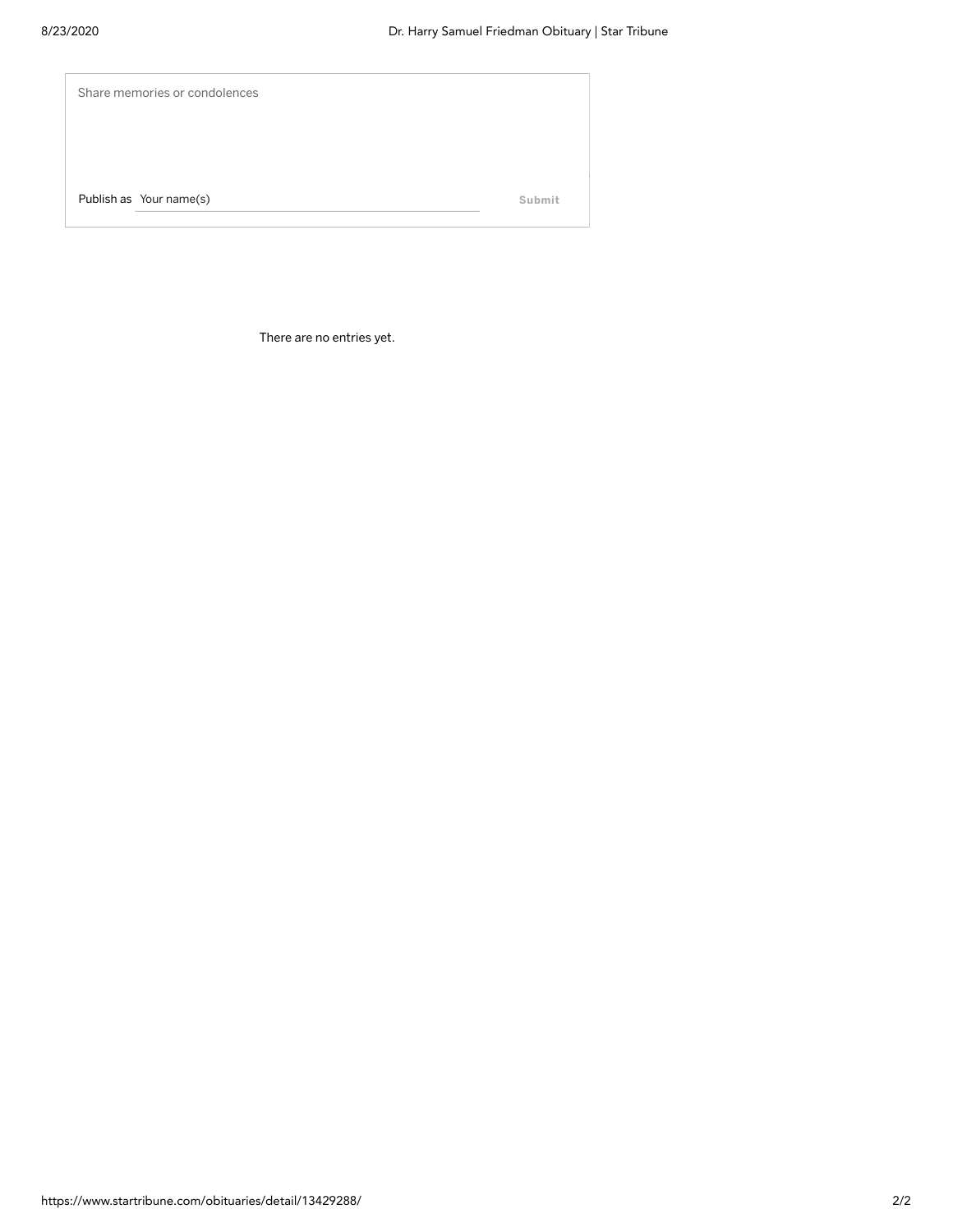Share memories or condolences

Publish as Your name(s)

Submit

There are no entries yet.